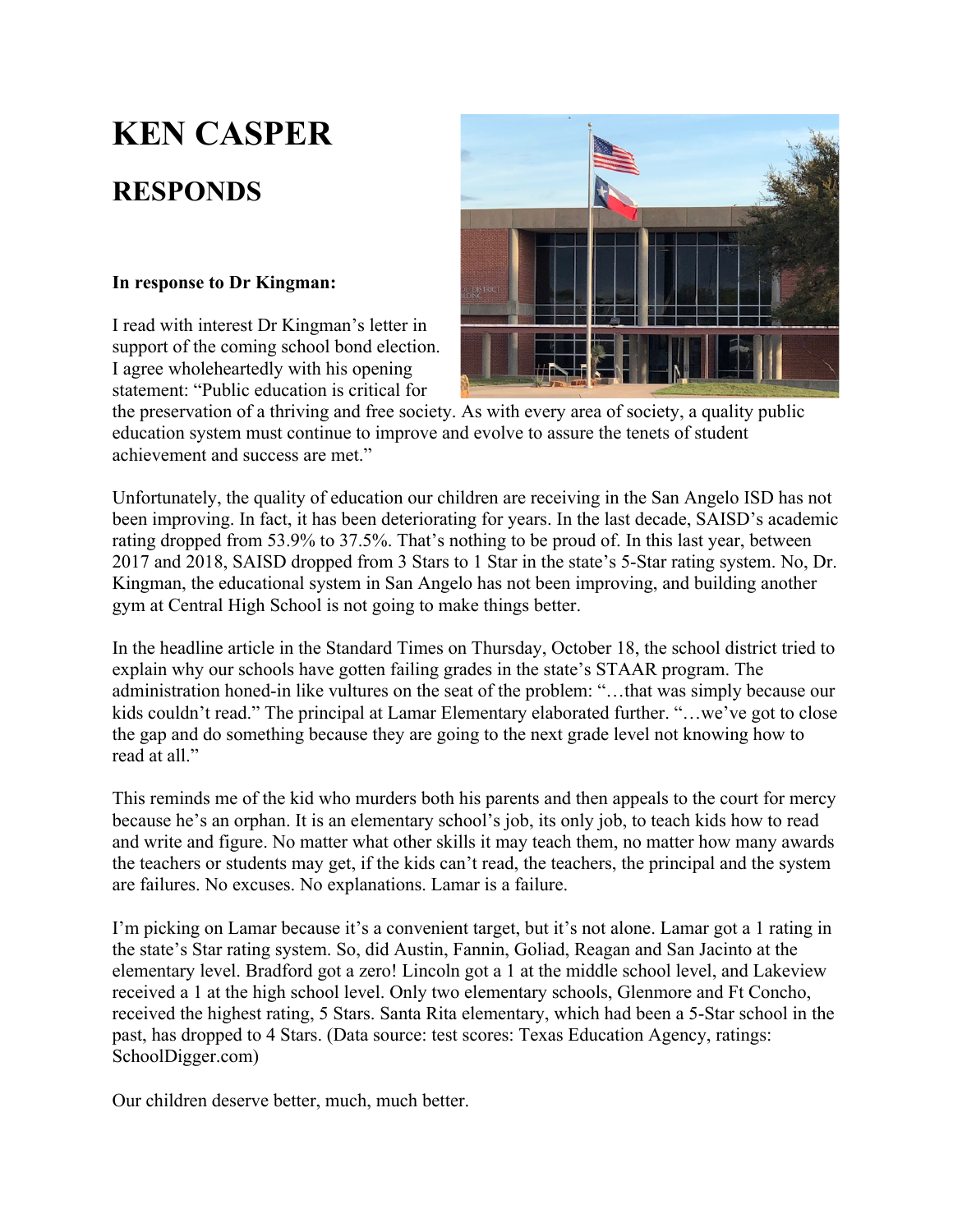# KEN CASPER

## RESPONDS

**In response to Dr Kingman:**

I read with interest Dr Kingman's letter in support of the coming school bond election. I agree wholeheartedly with his opening statement: "Public education is critical for the preservation of a thriving and free society. As with every area of society, a quality public education system must continue to improve and evolve to assure the tenets of student achievement and success are met."

Unfortunately, the quality of education our children are receiving in the San Angelo ISD has not been improving. In fact, it has been deteriorating for years. In the last decade, SAISD's academic rating dropped from 53.9% to 37.5%. That's nothing to be proud of. In this last year, between 2017 and 2018, SAISD dropped from 3 Stars to 1 Star in the state's 5-Star rating system. No, Dr. Kingman, the educational system in San Angelo has not been improving, and building another gym at Central High School is not going to make things better.

In the headline article in the Standard Times on Thursday, October 18, the school district tried to explain why our schools have gotten failing grades in the state's STAAR program. The administration honed-in like vultures on the seat of the problem: "…that was simply because our kids couldn't read." The principal at Lamar Elementary elaborated further. "…we've got to close the gap and do something because they are going to the next grade level not knowing how to read at all."

This reminds me of the kid who murders both his parents and then appeals to the court for mercy because he's an orphan. It is an elementary school's job, its only job, to teach kids how to read and write and figure. No matter what other skills it may teach them, no matter how many awards the teachers or students may get, if the kids can't read, the teachers, the principal and the system are failures. No excuses. No explanations. Lamar is a failure.

I'm picking on Lamar because it's a convenient target, but it's not alone. Lamar got a 1 rating in the state's Star rating system. So, did Austin, Fannin, Goliad, Reagan and San Jacinto at the elementary level. Bradford got a zero! Lincoln got a 1 at the middle school level, and Lakeview received a 1 at the high school level. Only two elementary schools, Glenmore and Ft Concho, received the highest rating, 5 Stars. Santa Rita elementary, which had been a 5-Star school in the past, has dropped to 4 Stars. (Data source: test scores: Texas Education Agency, ratings: SchoolDigger.com)

Our children deserve better, much, much better.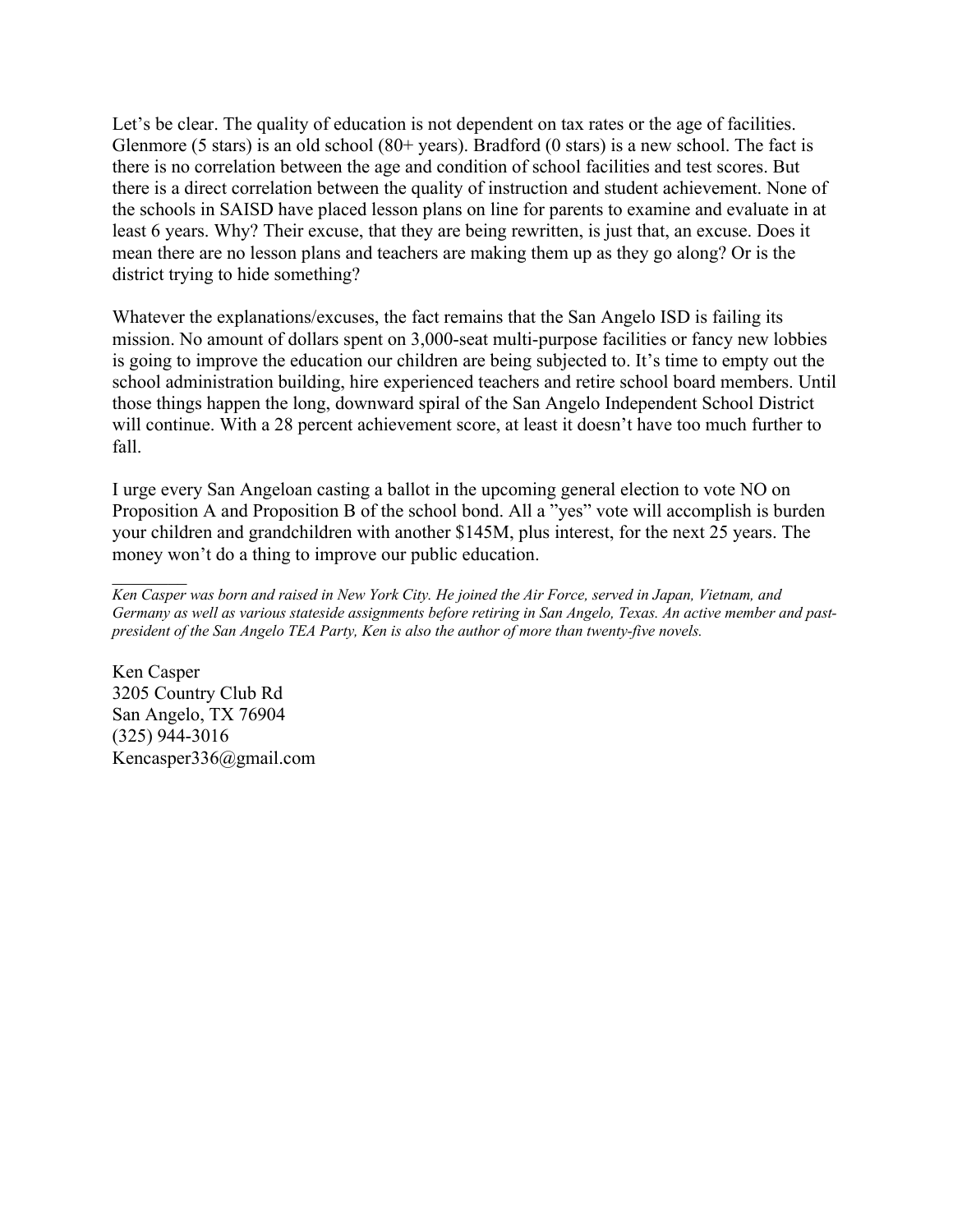Let's be clear. The quality of education is not dependent on tax rates or the age of facilities. Glenmore (5 stars) is an old school (80+ years). Bradford (0 stars) is a new school. The fact is there is no correlation between the age and condition of school facilities and test scores. But there is a direct correlation between the quality of instruction and student achievement. None of the schools in SAISD have placed lesson plans on line for parents to examine and evaluate in at least 6 years. Why? Their excuse, that they are being rewritten, is just that, an excuse. Does it mean there are no lesson plans and teachers are making them up as they go along? Or is the district trying to hide something?

Whatever the explanations/excuses, the fact remains that the San Angelo ISD is failing its mission. No amount of dollars spent on 3,000-seat multi-purpose facilities or fancy new lobbies is going to improve the education our children are being subjected to. It's time to empty out the school administration building, hire experienced teachers and retire school board members. Until those things happen the long, downward spiral of the San Angelo Independent School District will continue. With a 28 percent achievement score, at least it doesn't have too much further to fall.

I urge every San Angeloan casting a ballot in the upcoming general election to vote NO on Proposition A and Proposition B of the school bond. All a "yes" vote will accomplish is burden your children and grandchildren with another $145M, plus interest, for the next 25 years. The money won't do a thing to improve our public education.

---

*Ken Casper was born and raised in New York City. He joined the Air Force, served in Japan, Vietnam, and Germany as well as various stateside assignments before retiring in San Angelo, Texas. An active member and past-president of the San Angelo TEA Party, Ken is also the author of more than twenty-five novels.*

Ken Casper
3205 Country Club Rd
San Angelo, TX 76904
(325) 944-3016
Kencasper336@gmail.com